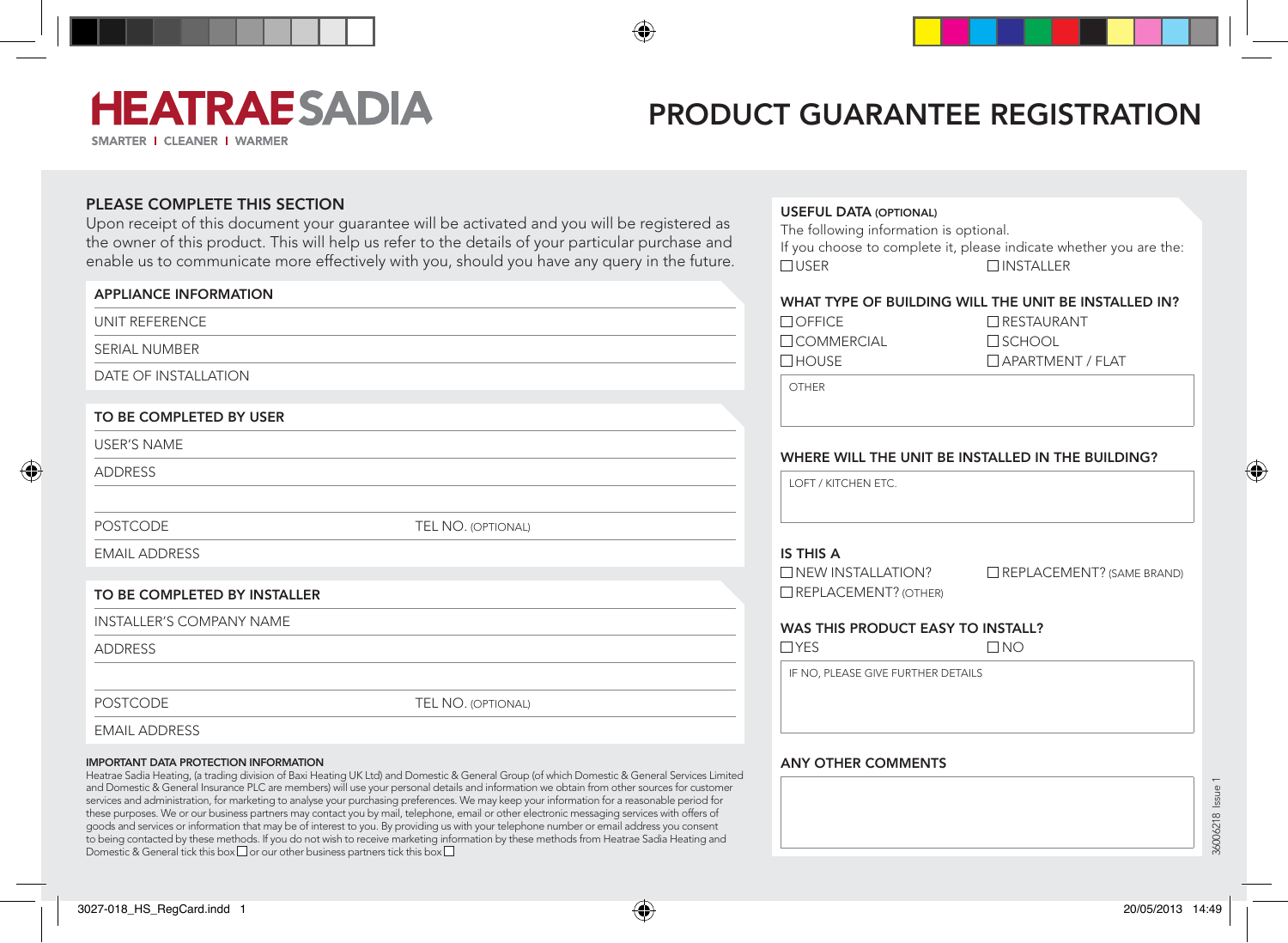# HEATRAE SADIA

SMARTER | CLEANER | WARMER

# PRODUCT GUARANTEE REGISTRATION

## PLEASE COMPLETE THIS SECTION

Upon receipt of this document your guarantee will be activated and you will be registered as the owner of this product. This will help us refer to the details of your particular purchase and enable us to communicate more effectively with you, should you have any query in the future.

### APPLIANCE INFORMATION

UNIT REFERENCE

SERIAL NUMBER

DATE OF INSTALLATION

### TO BE COMPLETED BY USER

USER'S NAME

ADDRESS

POSTCODE | TEL NO. (OPTIONAL)

EMAIL ADDRESS

### TO BE COMPLETED BY INSTALLER

INSTALLER'S COMPANY NAME

ADDRESS

POSTCODE | TEL NO. (OPTIONAL)

EMAIL ADDRESS

**IMPORTANT DATA PROTECTION INFORMATION**

Heatrae Sadia Heating, (a trading division of Baxi Heating UK Ltd) and Domestic & General Group (of which Domestic & General Services Limited and Domestic & General Insurance PLC are members) will use your personal details and information we obtain from other sources for customer services and administration, for marketing to analyse your purchasing preferences. We may keep your information for a reasonable period for these purposes. We or our business partners may contact you by mail, telephone, email or other electronic messaging services with offers of goods and services or information that may be of interest to you. By providing us with your telephone number or email address you consent to being contacted by these methods. If you do not wish to receive marketing information by these methods from Heatrae Sadia Heating and Domestic & General tick this box ☐ or our other business partners tick this box ☐

## USEFUL DATA (OPTIONAL)

The following information is optional.
If you choose to complete it, please indicate whether you are the:

☐ USER ☐ INSTALLER

### WHAT TYPE OF BUILDING WILL THE UNIT BE INSTALLED IN?

☐ OFFICE ☐ RESTAURANT
☐ COMMERCIAL ☐ SCHOOL
☐ HOUSE ☐ APARTMENT / FLAT

OTHER

### WHERE WILL THE UNIT BE INSTALLED IN THE BUILDING?

LOFT / KITCHEN ETC.

### IS THIS A

☐ NEW INSTALLATION? ☐ REPLACEMENT? (SAME BRAND)
☐ REPLACEMENT? (OTHER)

### WAS THIS PRODUCT EASY TO INSTALL?

☐ YES ☐ NO

IF NO, PLEASE GIVE FURTHER DETAILS

### ANY OTHER COMMENTS

36006218 Issue 1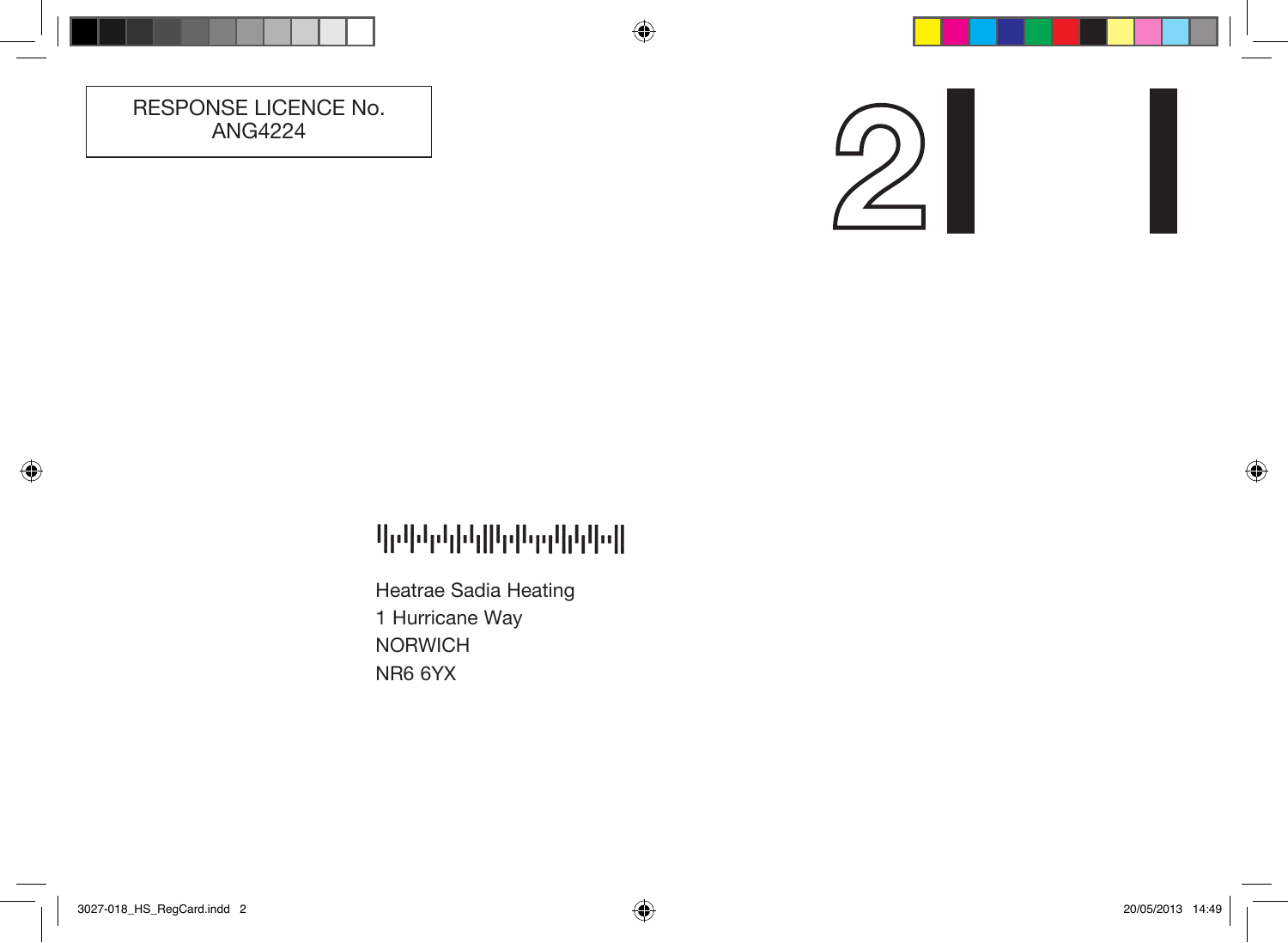RESPONSE LICENCE No.
ANG4224

2

Heatrae Sadia Heating
1 Hurricane Way
NORWICH
NR6 6YX